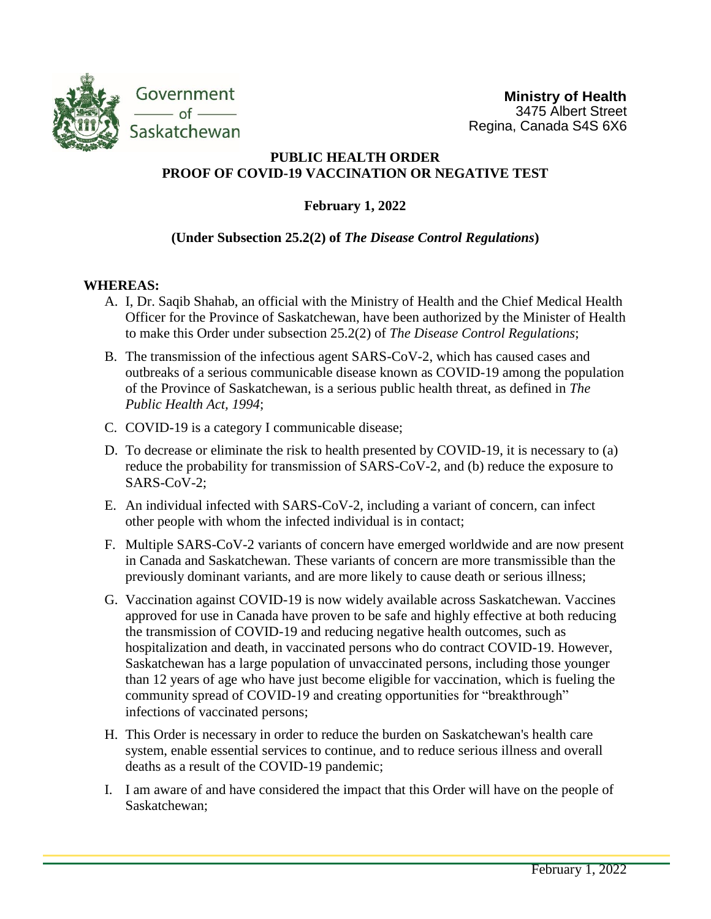Government of Saskatchewan

**Ministry of Health**
3475 Albert Street
Regina, Canada S4S 6X6

# PUBLIC HEALTH ORDER
# PROOF OF COVID-19 VACCINATION OR NEGATIVE TEST

**February 1, 2022**

**(Under Subsection 25.2(2) of *The Disease Control Regulations*)**

**WHEREAS:**

A. I, Dr. Saqib Shahab, an official with the Ministry of Health and the Chief Medical Health Officer for the Province of Saskatchewan, have been authorized by the Minister of Health to make this Order under subsection 25.2(2) of *The Disease Control Regulations*;

B. The transmission of the infectious agent SARS-CoV-2, which has caused cases and outbreaks of a serious communicable disease known as COVID-19 among the population of the Province of Saskatchewan, is a serious public health threat, as defined in *The Public Health Act, 1994*;

C. COVID-19 is a category I communicable disease;

D. To decrease or eliminate the risk to health presented by COVID-19, it is necessary to (a) reduce the probability for transmission of SARS-CoV-2, and (b) reduce the exposure to SARS-CoV-2;

E. An individual infected with SARS-CoV-2, including a variant of concern, can infect other people with whom the infected individual is in contact;

F. Multiple SARS-CoV-2 variants of concern have emerged worldwide and are now present in Canada and Saskatchewan. These variants of concern are more transmissible than the previously dominant variants, and are more likely to cause death or serious illness;

G. Vaccination against COVID-19 is now widely available across Saskatchewan. Vaccines approved for use in Canada have proven to be safe and highly effective at both reducing the transmission of COVID-19 and reducing negative health outcomes, such as hospitalization and death, in vaccinated persons who do contract COVID-19. However, Saskatchewan has a large population of unvaccinated persons, including those younger than 12 years of age who have just become eligible for vaccination, which is fueling the community spread of COVID-19 and creating opportunities for "breakthrough" infections of vaccinated persons;

H. This Order is necessary in order to reduce the burden on Saskatchewan's health care system, enable essential services to continue, and to reduce serious illness and overall deaths as a result of the COVID-19 pandemic;

I. I am aware of and have considered the impact that this Order will have on the people of Saskatchewan;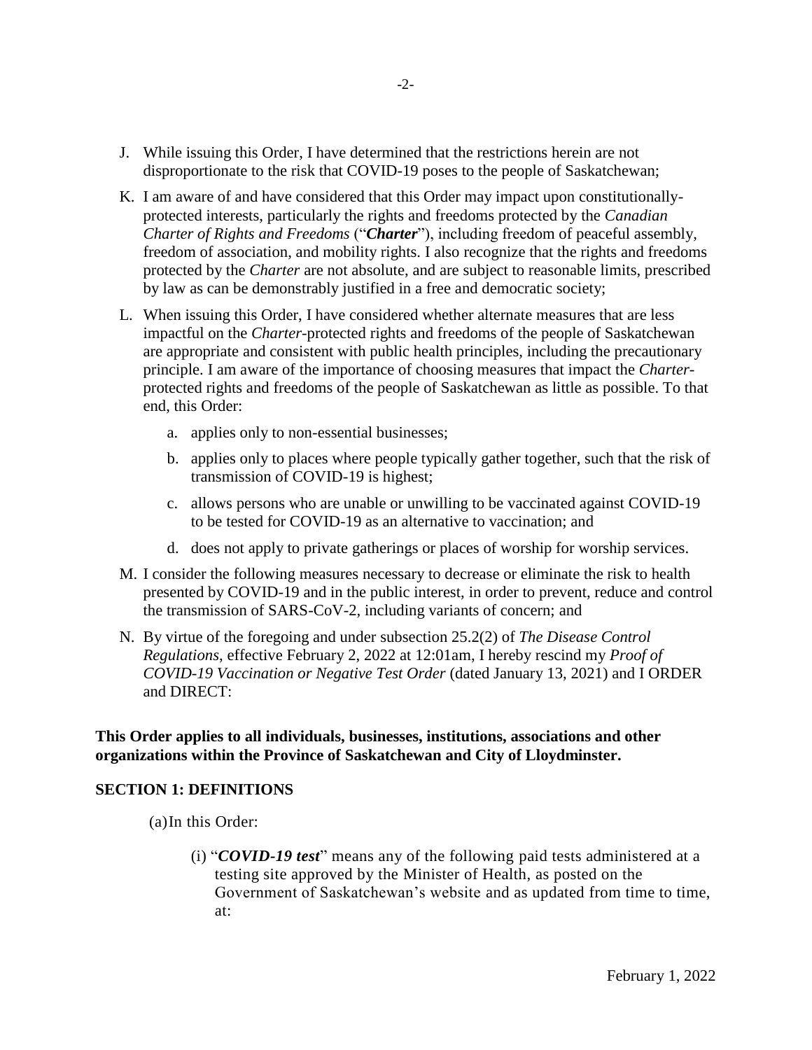J. While issuing this Order, I have determined that the restrictions herein are not disproportionate to the risk that COVID-19 poses to the people of Saskatchewan;

K. I am aware of and have considered that this Order may impact upon constitutionally-protected interests, particularly the rights and freedoms protected by the *Canadian Charter of Rights and Freedoms* ("***Charter***"), including freedom of peaceful assembly, freedom of association, and mobility rights. I also recognize that the rights and freedoms protected by the *Charter* are not absolute, and are subject to reasonable limits, prescribed by law as can be demonstrably justified in a free and democratic society;

L. When issuing this Order, I have considered whether alternate measures that are less impactful on the *Charter*-protected rights and freedoms of the people of Saskatchewan are appropriate and consistent with public health principles, including the precautionary principle. I am aware of the importance of choosing measures that impact the *Charter*-protected rights and freedoms of the people of Saskatchewan as little as possible. To that end, this Order:

   a. applies only to non-essential businesses;

   b. applies only to places where people typically gather together, such that the risk of transmission of COVID-19 is highest;

   c. allows persons who are unable or unwilling to be vaccinated against COVID-19 to be tested for COVID-19 as an alternative to vaccination; and

   d. does not apply to private gatherings or places of worship for worship services.

M. I consider the following measures necessary to decrease or eliminate the risk to health presented by COVID-19 and in the public interest, in order to prevent, reduce and control the transmission of SARS-CoV-2, including variants of concern; and

N. By virtue of the foregoing and under subsection 25.2(2) of *The Disease Control Regulations*, effective February 2, 2022 at 12:01am, I hereby rescind my *Proof of COVID-19 Vaccination or Negative Test Order* (dated January 13, 2021) and I ORDER and DIRECT:

**This Order applies to all individuals, businesses, institutions, associations and other organizations within the Province of Saskatchewan and City of Lloydminster.**

**SECTION 1: DEFINITIONS**

(a) In this Order:

(i) "***COVID-19 test***" means any of the following paid tests administered at a testing site approved by the Minister of Health, as posted on the Government of Saskatchewan's website and as updated from time to time, at: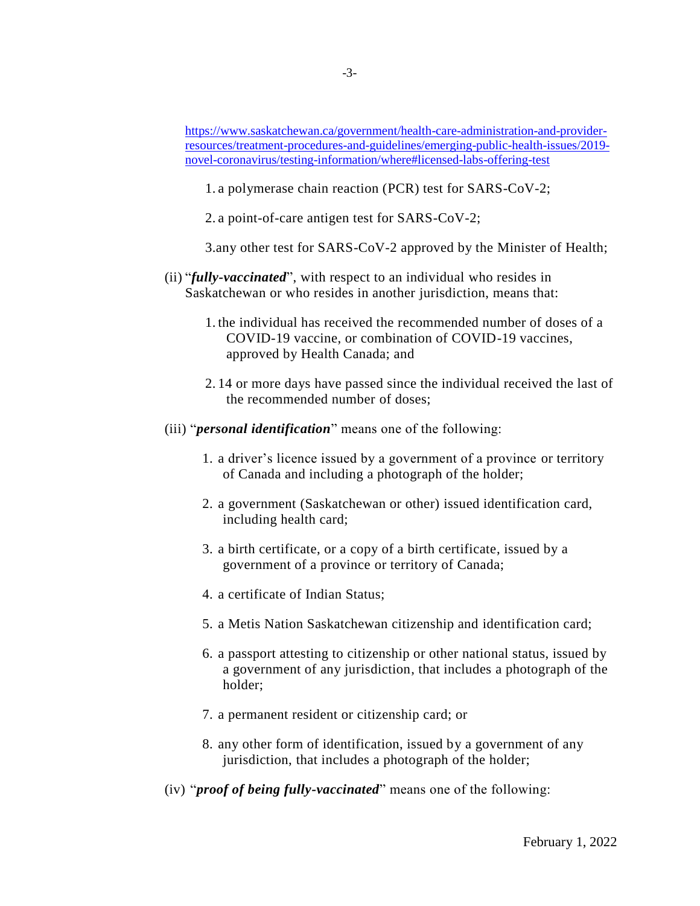https://www.saskatchewan.ca/government/health-care-administration-and-provider-resources/treatment-procedures-and-guidelines/emerging-public-health-issues/2019-novel-coronavirus/testing-information/where#licensed-labs-offering-test

1. a polymerase chain reaction (PCR) test for SARS-CoV-2;
2. a point-of-care antigen test for SARS-CoV-2;
3. any other test for SARS-CoV-2 approved by the Minister of Health;

(ii) "***fully-vaccinated***", with respect to an individual who resides in Saskatchewan or who resides in another jurisdiction, means that:

1. the individual has received the recommended number of doses of a COVID-19 vaccine, or combination of COVID-19 vaccines, approved by Health Canada; and
2. 14 or more days have passed since the individual received the last of the recommended number of doses;

(iii) "***personal identification***" means one of the following:

1. a driver's licence issued by a government of a province or territory of Canada and including a photograph of the holder;
2. a government (Saskatchewan or other) issued identification card, including health card;
3. a birth certificate, or a copy of a birth certificate, issued by a government of a province or territory of Canada;
4. a certificate of Indian Status;
5. a Metis Nation Saskatchewan citizenship and identification card;
6. a passport attesting to citizenship or other national status, issued by a government of any jurisdiction, that includes a photograph of the holder;
7. a permanent resident or citizenship card; or
8. any other form of identification, issued by a government of any jurisdiction, that includes a photograph of the holder;

(iv) "***proof of being fully-vaccinated***" means one of the following:

February 1, 2022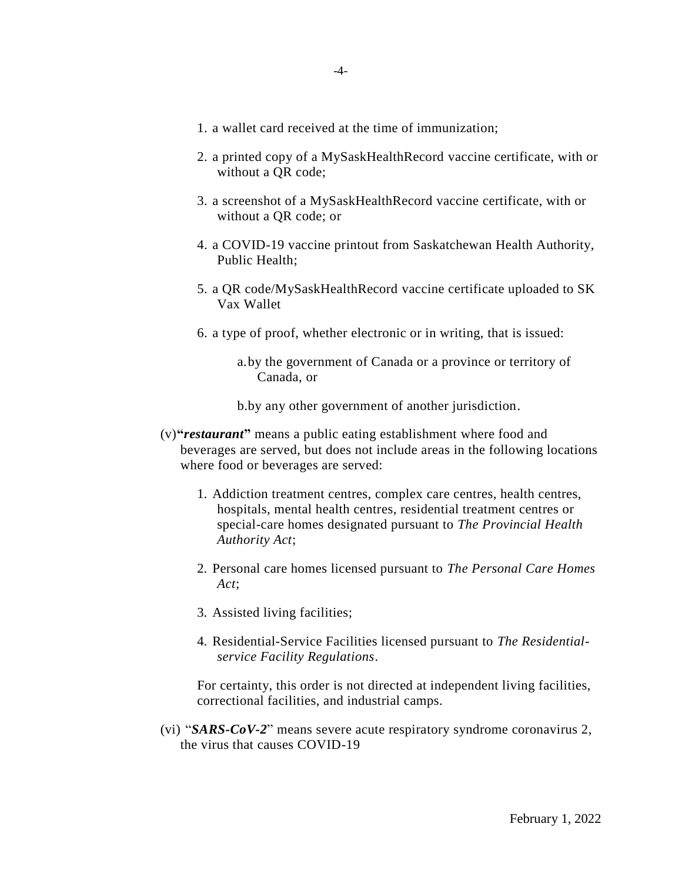1. a wallet card received at the time of immunization;

2. a printed copy of a MySaskHealthRecord vaccine certificate, with or without a QR code;

3. a screenshot of a MySaskHealthRecord vaccine certificate, with or without a QR code; or

4. a COVID-19 vaccine printout from Saskatchewan Health Authority, Public Health;

5. a QR code/MySaskHealthRecord vaccine certificate uploaded to SK Vax Wallet

6. a type of proof, whether electronic or in writing, that is issued:

    a. by the government of Canada or a province or territory of Canada, or

    b. by any other government of another jurisdiction.

(v) **"*restaurant*"** means a public eating establishment where food and beverages are served, but does not include areas in the following locations where food or beverages are served:

1. Addiction treatment centres, complex care centres, health centres, hospitals, mental health centres, residential treatment centres or special-care homes designated pursuant to *The Provincial Health Authority Act*;

2. Personal care homes licensed pursuant to *The Personal Care Homes Act*;

3. Assisted living facilities;

4. Residential-Service Facilities licensed pursuant to *The Residential-service Facility Regulations*.

For certainty, this order is not directed at independent living facilities, correctional facilities, and industrial camps.

(vi) "***SARS-CoV-2***" means severe acute respiratory syndrome coronavirus 2, the virus that causes COVID-19

February 1, 2022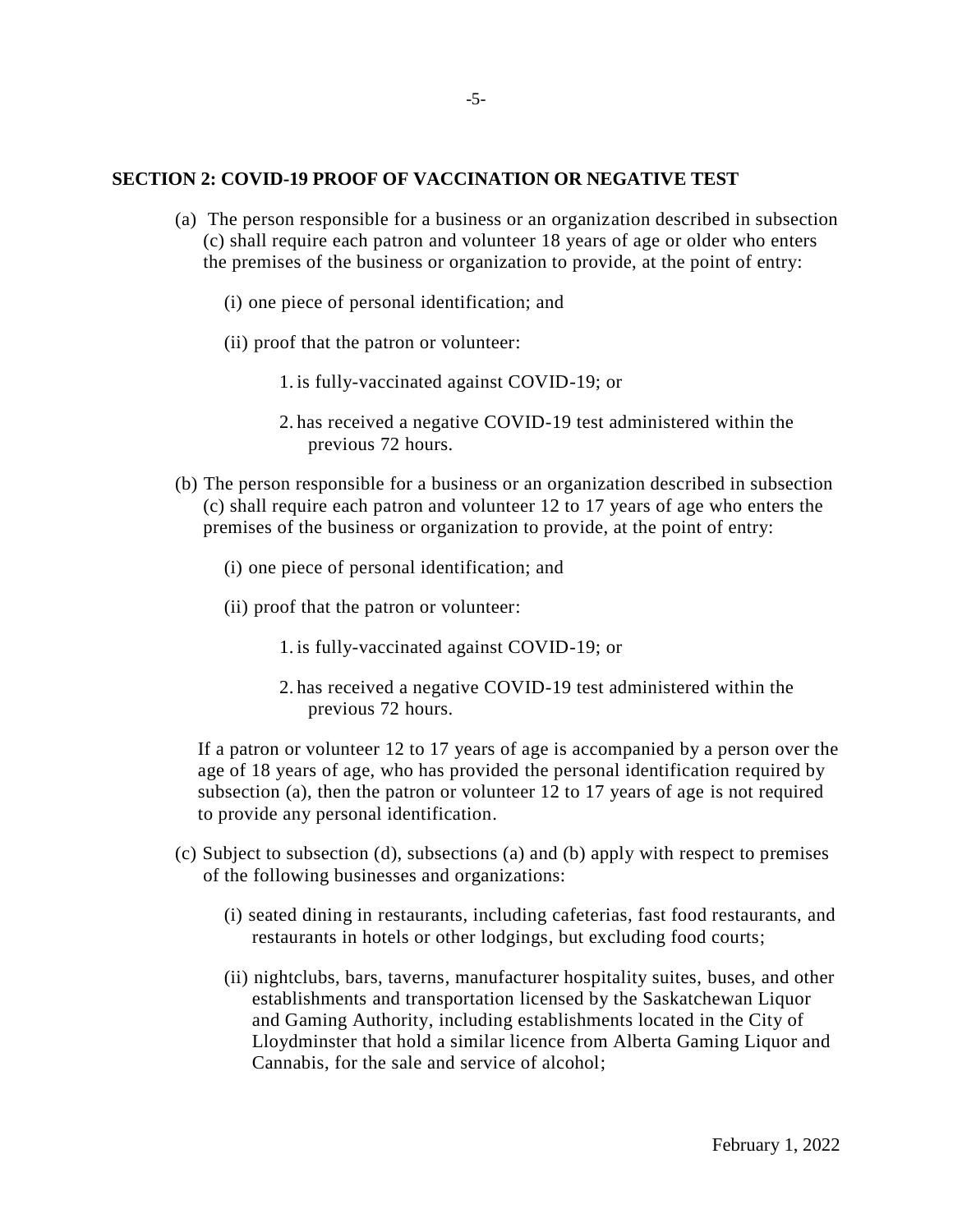## SECTION 2: COVID-19 PROOF OF VACCINATION OR NEGATIVE TEST

(a) The person responsible for a business or an organization described in subsection (c) shall require each patron and volunteer 18 years of age or older who enters the premises of the business or organization to provide, at the point of entry:

(i) one piece of personal identification; and

(ii) proof that the patron or volunteer:

1. is fully-vaccinated against COVID-19; or

2. has received a negative COVID-19 test administered within the previous 72 hours.

(b) The person responsible for a business or an organization described in subsection (c) shall require each patron and volunteer 12 to 17 years of age who enters the premises of the business or organization to provide, at the point of entry:

(i) one piece of personal identification; and

(ii) proof that the patron or volunteer:

1. is fully-vaccinated against COVID-19; or

2. has received a negative COVID-19 test administered within the previous 72 hours.

If a patron or volunteer 12 to 17 years of age is accompanied by a person over the age of 18 years of age, who has provided the personal identification required by subsection (a), then the patron or volunteer 12 to 17 years of age is not required to provide any personal identification.

(c) Subject to subsection (d), subsections (a) and (b) apply with respect to premises of the following businesses and organizations:

(i) seated dining in restaurants, including cafeterias, fast food restaurants, and restaurants in hotels or other lodgings, but excluding food courts;

(ii) nightclubs, bars, taverns, manufacturer hospitality suites, buses, and other establishments and transportation licensed by the Saskatchewan Liquor and Gaming Authority, including establishments located in the City of Lloydminster that hold a similar licence from Alberta Gaming Liquor and Cannabis, for the sale and service of alcohol;

February 1, 2022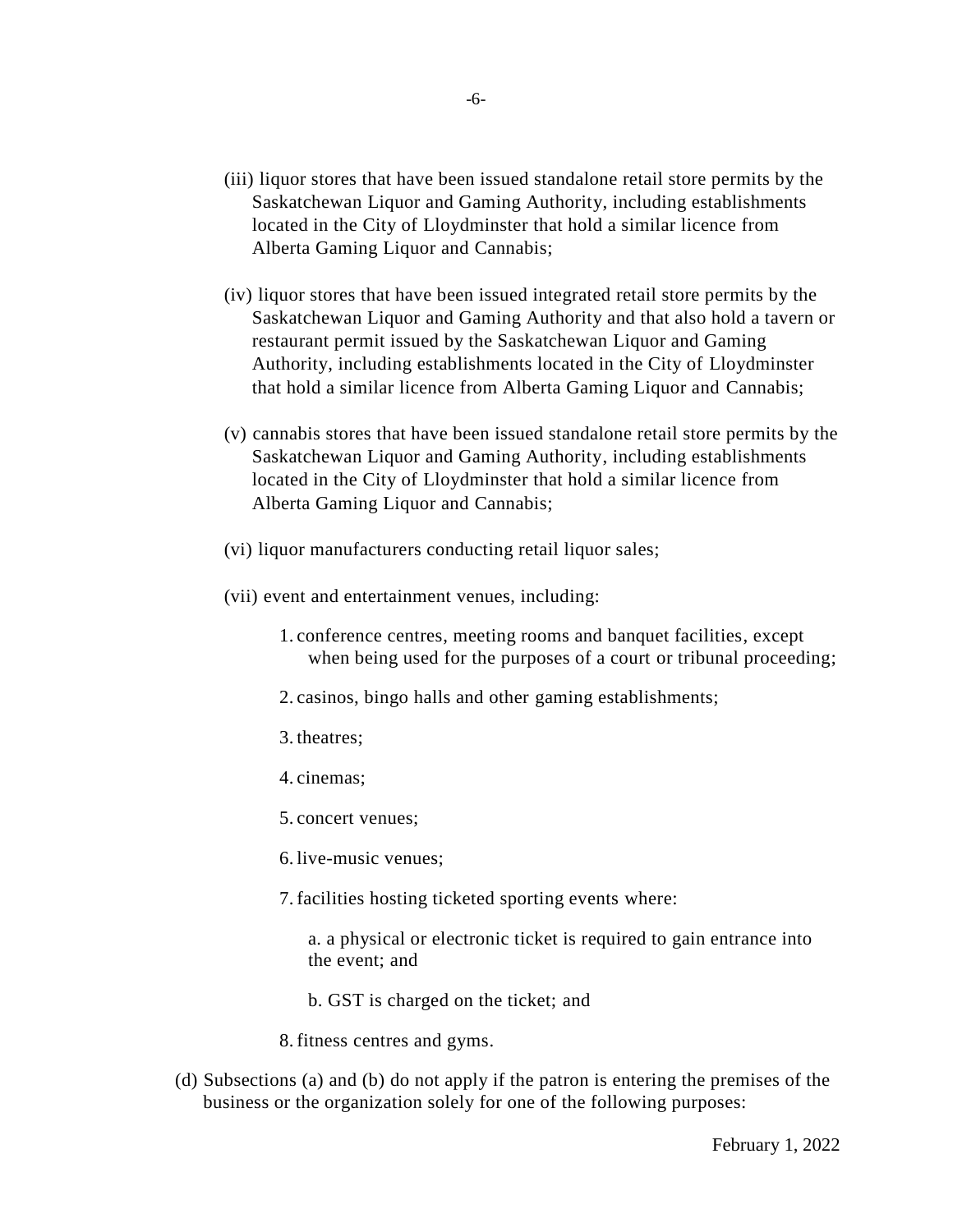(iii) liquor stores that have been issued standalone retail store permits by the Saskatchewan Liquor and Gaming Authority, including establishments located in the City of Lloydminster that hold a similar licence from Alberta Gaming Liquor and Cannabis;

(iv) liquor stores that have been issued integrated retail store permits by the Saskatchewan Liquor and Gaming Authority and that also hold a tavern or restaurant permit issued by the Saskatchewan Liquor and Gaming Authority, including establishments located in the City of Lloydminster that hold a similar licence from Alberta Gaming Liquor and Cannabis;

(v) cannabis stores that have been issued standalone retail store permits by the Saskatchewan Liquor and Gaming Authority, including establishments located in the City of Lloydminster that hold a similar licence from Alberta Gaming Liquor and Cannabis;

(vi) liquor manufacturers conducting retail liquor sales;

(vii) event and entertainment venues, including:

1. conference centres, meeting rooms and banquet facilities, except when being used for the purposes of a court or tribunal proceeding;

2. casinos, bingo halls and other gaming establishments;

3. theatres;

4. cinemas;

5. concert venues;

6. live-music venues;

7. facilities hosting ticketed sporting events where:

   a. a physical or electronic ticket is required to gain entrance into the event; and

   b. GST is charged on the ticket; and

8. fitness centres and gyms.

(d) Subsections (a) and (b) do not apply if the patron is entering the premises of the business or the organization solely for one of the following purposes:

February 1, 2022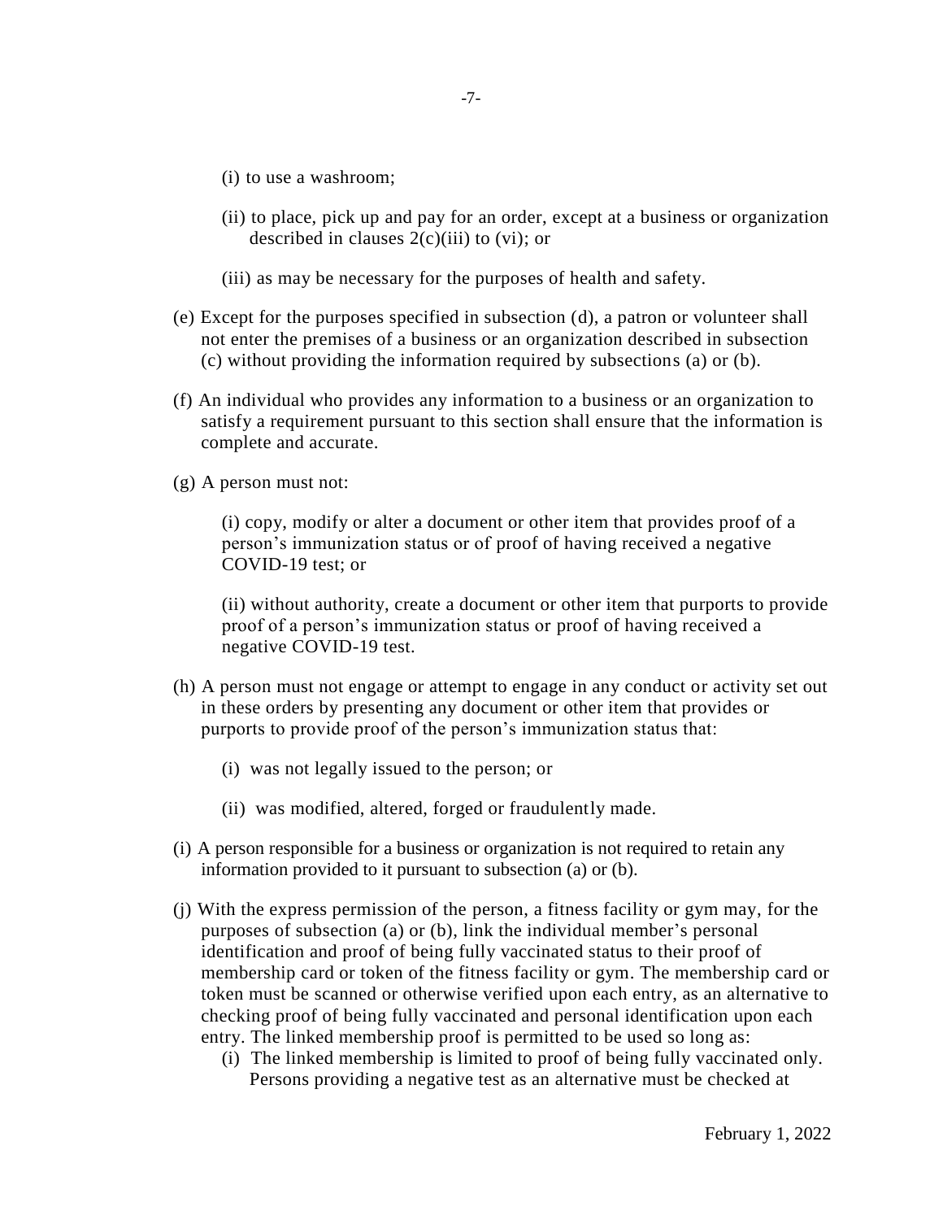(i) to use a washroom;

(ii) to place, pick up and pay for an order, except at a business or organization described in clauses 2(c)(iii) to (vi); or

(iii) as may be necessary for the purposes of health and safety.

(e) Except for the purposes specified in subsection (d), a patron or volunteer shall not enter the premises of a business or an organization described in subsection (c) without providing the information required by subsections (a) or (b).

(f) An individual who provides any information to a business or an organization to satisfy a requirement pursuant to this section shall ensure that the information is complete and accurate.

(g) A person must not:

(i) copy, modify or alter a document or other item that provides proof of a person's immunization status or of proof of having received a negative COVID-19 test; or

(ii) without authority, create a document or other item that purports to provide proof of a person's immunization status or proof of having received a negative COVID-19 test.

(h) A person must not engage or attempt to engage in any conduct or activity set out in these orders by presenting any document or other item that provides or purports to provide proof of the person's immunization status that:

(i) was not legally issued to the person; or

(ii) was modified, altered, forged or fraudulently made.

(i) A person responsible for a business or organization is not required to retain any information provided to it pursuant to subsection (a) or (b).

(j) With the express permission of the person, a fitness facility or gym may, for the purposes of subsection (a) or (b), link the individual member's personal identification and proof of being fully vaccinated status to their proof of membership card or token of the fitness facility or gym. The membership card or token must be scanned or otherwise verified upon each entry, as an alternative to checking proof of being fully vaccinated and personal identification upon each entry. The linked membership proof is permitted to be used so long as:

(i) The linked membership is limited to proof of being fully vaccinated only. Persons providing a negative test as an alternative must be checked at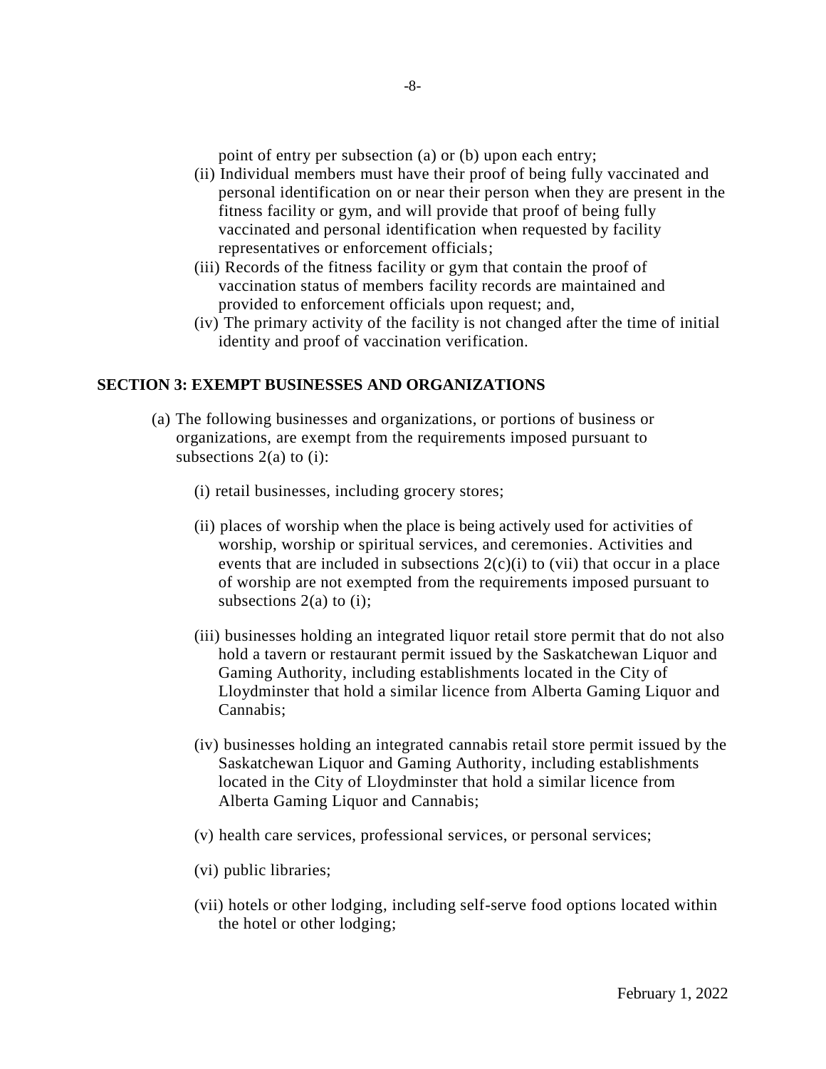point of entry per subsection (a) or (b) upon each entry;

(ii) Individual members must have their proof of being fully vaccinated and personal identification on or near their person when they are present in the fitness facility or gym, and will provide that proof of being fully vaccinated and personal identification when requested by facility representatives or enforcement officials;

(iii) Records of the fitness facility or gym that contain the proof of vaccination status of members facility records are maintained and provided to enforcement officials upon request; and,

(iv) The primary activity of the facility is not changed after the time of initial identity and proof of vaccination verification.

## SECTION 3: EXEMPT BUSINESSES AND ORGANIZATIONS

(a) The following businesses and organizations, or portions of business or organizations, are exempt from the requirements imposed pursuant to subsections 2(a) to (i):

(i) retail businesses, including grocery stores;

(ii) places of worship when the place is being actively used for activities of worship, worship or spiritual services, and ceremonies. Activities and events that are included in subsections 2(c)(i) to (vii) that occur in a place of worship are not exempted from the requirements imposed pursuant to subsections 2(a) to (i);

(iii) businesses holding an integrated liquor retail store permit that do not also hold a tavern or restaurant permit issued by the Saskatchewan Liquor and Gaming Authority, including establishments located in the City of Lloydminster that hold a similar licence from Alberta Gaming Liquor and Cannabis;

(iv) businesses holding an integrated cannabis retail store permit issued by the Saskatchewan Liquor and Gaming Authority, including establishments located in the City of Lloydminster that hold a similar licence from Alberta Gaming Liquor and Cannabis;

(v) health care services, professional services, or personal services;

(vi) public libraries;

(vii) hotels or other lodging, including self-serve food options located within the hotel or other lodging;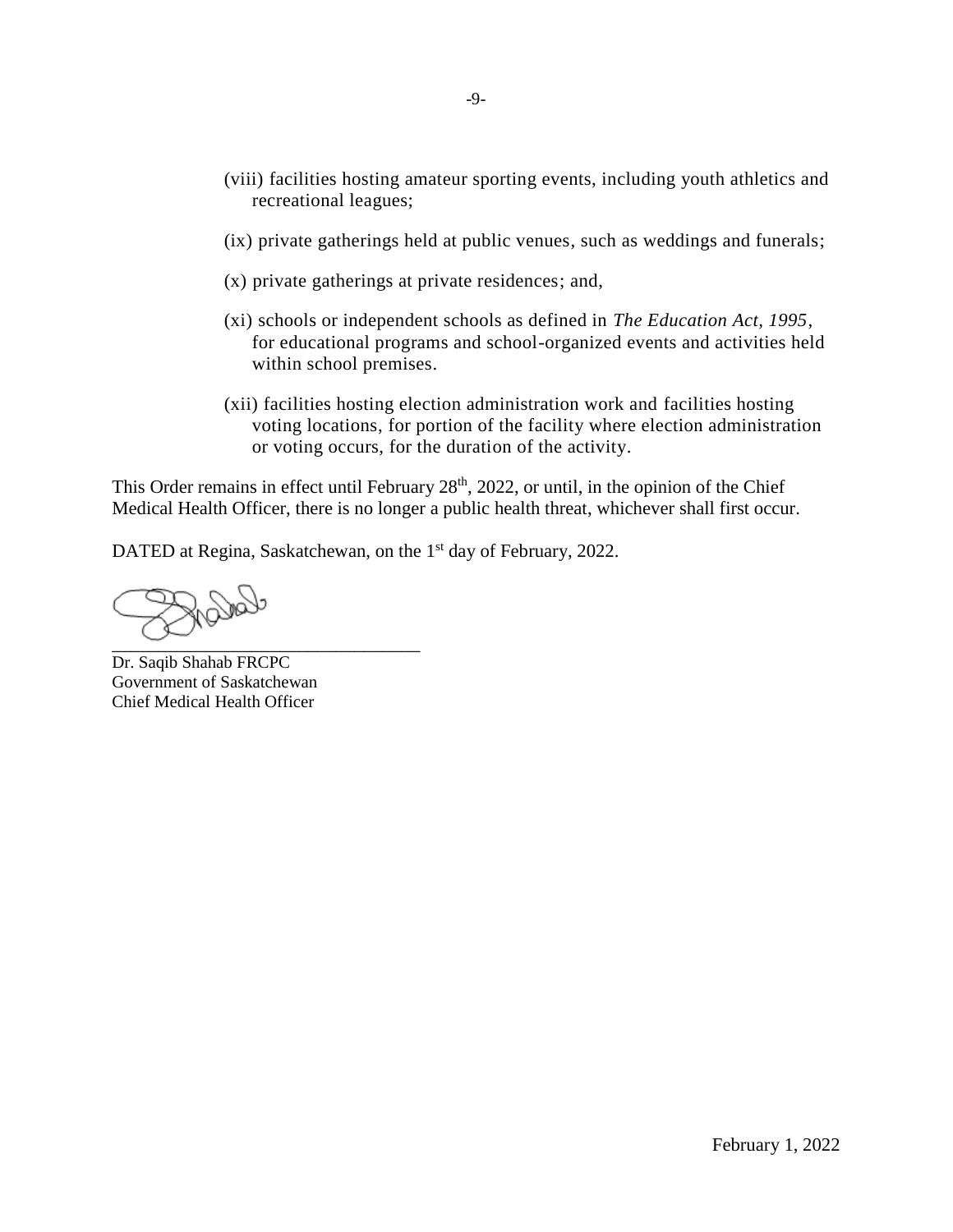(viii) facilities hosting amateur sporting events, including youth athletics and recreational leagues;

(ix) private gatherings held at public venues, such as weddings and funerals;

(x) private gatherings at private residences; and,

(xi) schools or independent schools as defined in *The Education Act, 1995*, for educational programs and school-organized events and activities held within school premises.

(xii) facilities hosting election administration work and facilities hosting voting locations, for portion of the facility where election administration or voting occurs, for the duration of the activity.

This Order remains in effect until February 28th, 2022, or until, in the opinion of the Chief Medical Health Officer, there is no longer a public health threat, whichever shall first occur.

DATED at Regina, Saskatchewan, on the 1st day of February, 2022.

\_\_\_\_\_\_\_\_\_\_\_\_\_\_\_\_\_\_\_\_\_\_\_\_\_\_\_\_\_\_\_\_\_\_\_\_

Dr. Saqib Shahab FRCPC
Government of Saskatchewan
Chief Medical Health Officer

February 1, 2022